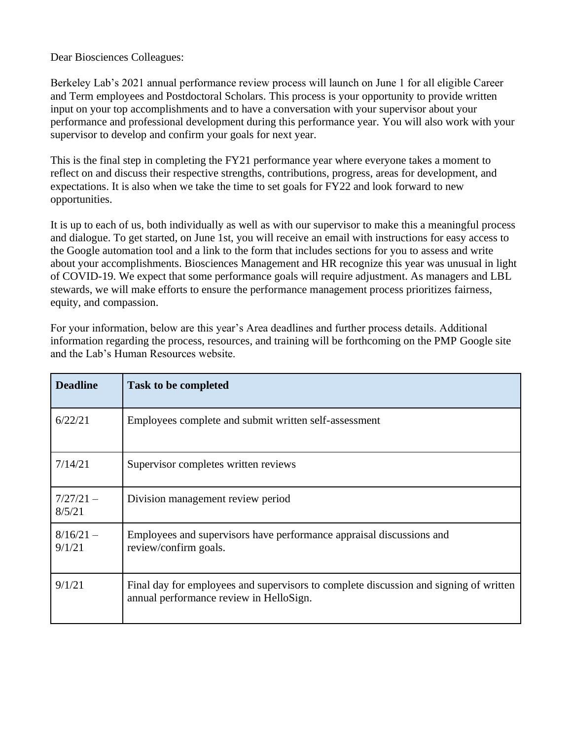Dear Biosciences Colleagues:

Berkeley Lab's 2021 annual performance review process will launch on June 1 for all eligible Career and Term employees and Postdoctoral Scholars. This process is your opportunity to provide written input on your top accomplishments and to have a conversation with your supervisor about your performance and professional development during this performance year. You will also work with your supervisor to develop and confirm your goals for next year.

This is the final step in completing the FY21 performance year where everyone takes a moment to reflect on and discuss their respective strengths, contributions, progress, areas for development, and expectations. It is also when we take the time to set goals for FY22 and look forward to new opportunities.

It is up to each of us, both individually as well as with our supervisor to make this a meaningful process and dialogue. To get started, on June 1st, you will receive an email with instructions for easy access to the Google automation tool and a link to the form that includes sections for you to assess and write about your accomplishments. Biosciences Management and HR recognize this year was unusual in light of COVID-19. We expect that some performance goals will require adjustment. As managers and LBL stewards, we will make efforts to ensure the performance management process prioritizes fairness, equity, and compassion.

For your information, below are this year's Area deadlines and further process details. Additional information regarding the process, resources, and training will be forthcoming on the PMP Google site and the Lab's Human Resources website.

| Deadline | Task to be completed |
|---|---|
| 6/22/21 | Employees complete and submit written self-assessment |
| 7/14/21 | Supervisor completes written reviews |
| 7/27/21 – 8/5/21 | Division management review period |
| 8/16/21 – 9/1/21 | Employees and supervisors have performance appraisal discussions and review/confirm goals. |
| 9/1/21 | Final day for employees and supervisors to complete discussion and signing of written annual performance review in HelloSign. |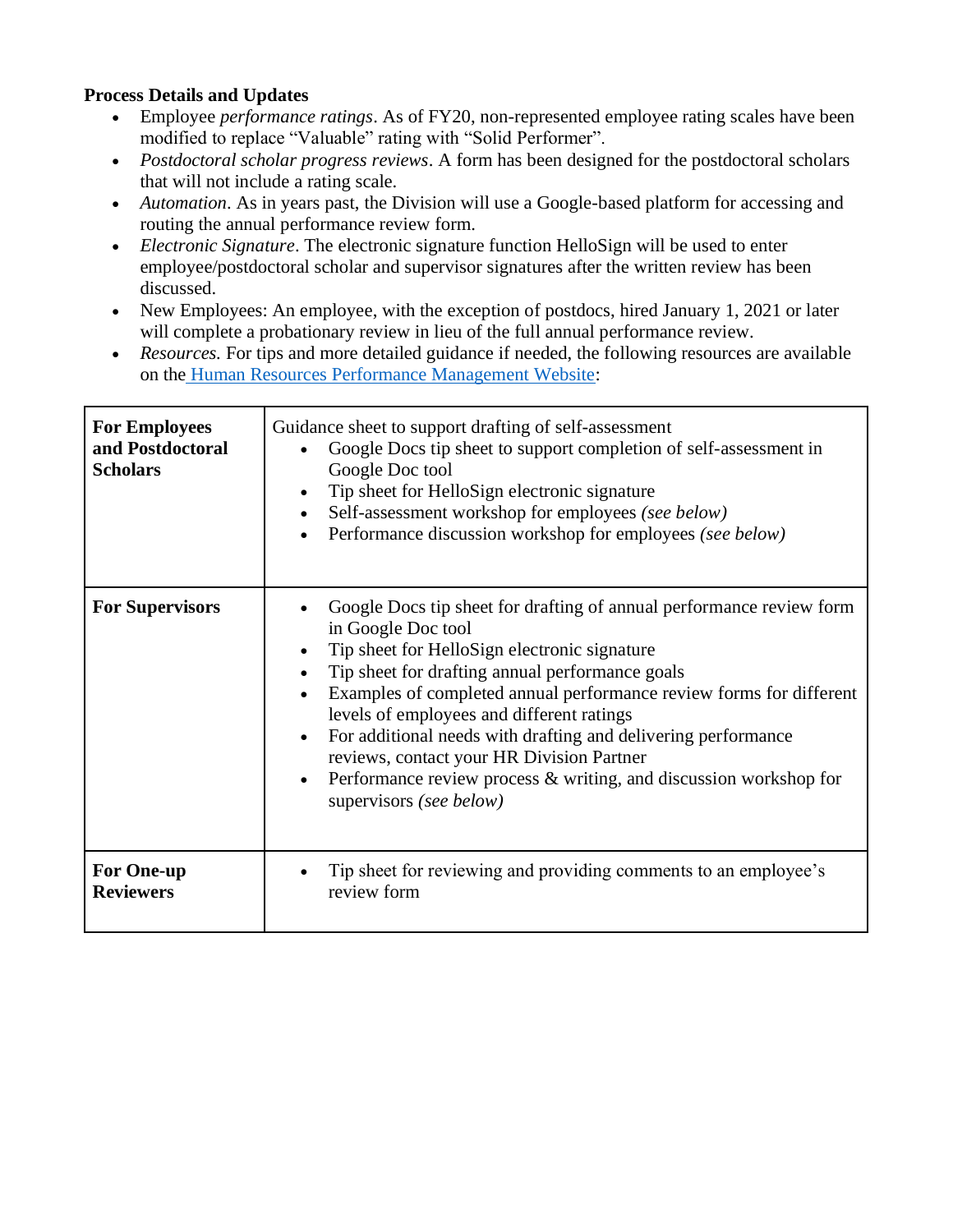**Process Details and Updates**

- Employee *performance ratings*. As of FY20, non-represented employee rating scales have been modified to replace "Valuable" rating with "Solid Performer".
- *Postdoctoral scholar progress reviews*. A form has been designed for the postdoctoral scholars that will not include a rating scale.
- *Automation*. As in years past, the Division will use a Google-based platform for accessing and routing the annual performance review form.
- *Electronic Signature*. The electronic signature function HelloSign will be used to enter employee/postdoctoral scholar and supervisor signatures after the written review has been discussed.
- New Employees: An employee, with the exception of postdocs, hired January 1, 2021 or later will complete a probationary review in lieu of the full annual performance review.
- *Resources.* For tips and more detailed guidance if needed, the following resources are available on the Human Resources Performance Management Website:

| | |
|---|---|
| **For Employees and Postdoctoral Scholars** | Guidance sheet to support drafting of self-assessment<br>• Google Docs tip sheet to support completion of self-assessment in Google Doc tool<br>• Tip sheet for HelloSign electronic signature<br>• Self-assessment workshop for employees *(see below)*<br>• Performance discussion workshop for employees *(see below)* |
| **For Supervisors** | • Google Docs tip sheet for drafting of annual performance review form in Google Doc tool<br>• Tip sheet for HelloSign electronic signature<br>• Tip sheet for drafting annual performance goals<br>• Examples of completed annual performance review forms for different levels of employees and different ratings<br>• For additional needs with drafting and delivering performance reviews, contact your HR Division Partner<br>• Performance review process & writing, and discussion workshop for supervisors *(see below)* |
| **For One-up Reviewers** | • Tip sheet for reviewing and providing comments to an employee's review form |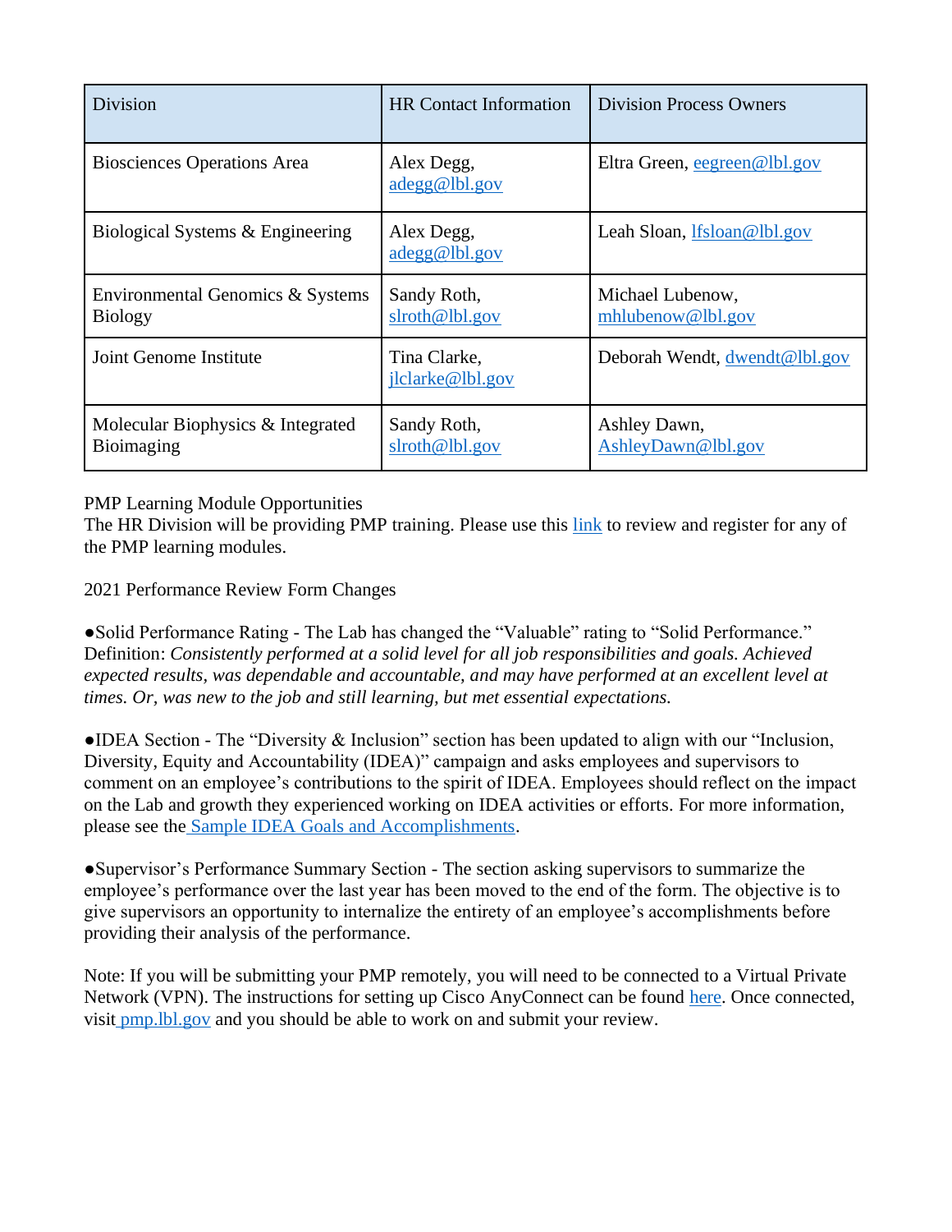| Division | HR Contact Information | Division Process Owners |
| --- | --- | --- |
| Biosciences Operations Area | Alex Degg, adegg@lbl.gov | Eltra Green, eegreen@lbl.gov |
| Biological Systems & Engineering | Alex Degg, adegg@lbl.gov | Leah Sloan, lfsloan@lbl.gov |
| Environmental Genomics & Systems Biology | Sandy Roth, slroth@lbl.gov | Michael Lubenow, mhlubenow@lbl.gov |
| Joint Genome Institute | Tina Clarke, jlclarke@lbl.gov | Deborah Wendt, dwendt@lbl.gov |
| Molecular Biophysics & Integrated Bioimaging | Sandy Roth, slroth@lbl.gov | Ashley Dawn, AshleyDawn@lbl.gov |

PMP Learning Module Opportunities
The HR Division will be providing PMP training. Please use this link to review and register for any of the PMP learning modules.

2021 Performance Review Form Changes

- Solid Performance Rating - The Lab has changed the "Valuable" rating to "Solid Performance." Definition: *Consistently performed at a solid level for all job responsibilities and goals. Achieved expected results, was dependable and accountable, and may have performed at an excellent level at times. Or, was new to the job and still learning, but met essential expectations.*

- IDEA Section - The "Diversity & Inclusion" section has been updated to align with our "Inclusion, Diversity, Equity and Accountability (IDEA)" campaign and asks employees and supervisors to comment on an employee's contributions to the spirit of IDEA. Employees should reflect on the impact on the Lab and growth they experienced working on IDEA activities or efforts. For more information, please see the Sample IDEA Goals and Accomplishments.

- Supervisor's Performance Summary Section - The section asking supervisors to summarize the employee's performance over the last year has been moved to the end of the form. The objective is to give supervisors an opportunity to internalize the entirety of an employee's accomplishments before providing their analysis of the performance.

Note: If you will be submitting your PMP remotely, you will need to be connected to a Virtual Private Network (VPN). The instructions for setting up Cisco AnyConnect can be found here. Once connected, visit pmp.lbl.gov and you should be able to work on and submit your review.